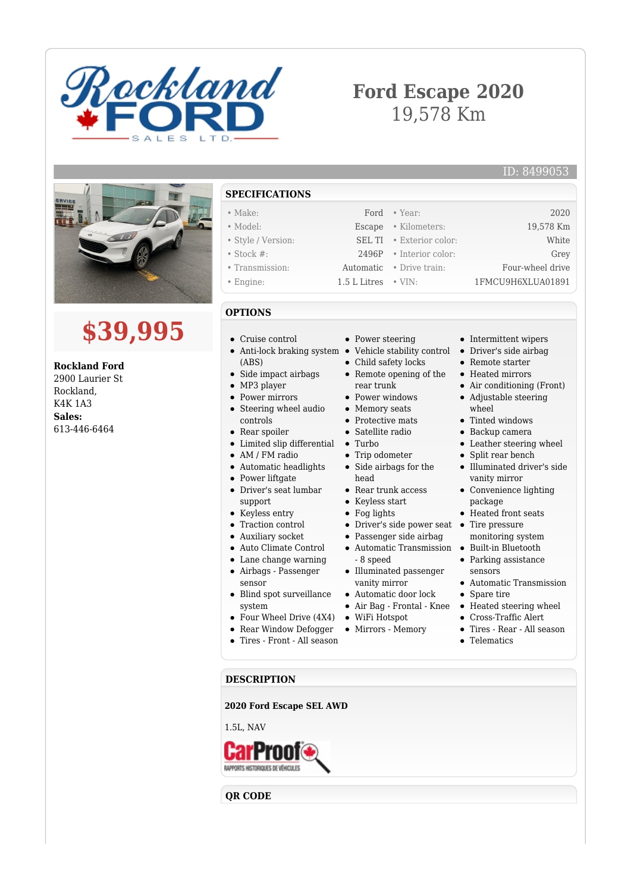# Ford Escape 2020

19,578 Km

ID: 8499053

## $39,995

**Rockland Ford**
2900 Laurier St
Rockland,
K4K 1A3
**Sales:**
613-446-6464

## SPECIFICATIONS

| | | | |
|---|---|---|---|
| • Make: | Ford | • Year: | 2020 |
| • Model: | Escape | • Kilometers: | 19,578 Km |
| • Style / Version: | SEL TI | • Exterior color: | White |
| • Stock #: | 2496P | • Interior color: | Grey |
| • Transmission: | Automatic | • Drive train: | Four-wheel drive |
| • Engine: | 1.5 L Litres | • VIN: | 1FMCU9H6XLUA01891 |

## OPTIONS

- Cruise control
- Anti-lock braking system (ABS)
- Side impact airbags
- MP3 player
- Power mirrors
- Steering wheel audio controls
- Rear spoiler
- Limited slip differential
- AM / FM radio
- Automatic headlights
- Power liftgate
- Driver's seat lumbar support
- Keyless entry
- Traction control
- Auxiliary socket
- Auto Climate Control
- Lane change warning
- Airbags - Passenger sensor
- Blind spot surveillance system
- Four Wheel Drive (4X4)
- Rear Window Defogger
- Tires - Front - All season
- Power steering
- Vehicle stability control
- Child safety locks
- Remote opening of the rear trunk
- Power windows
- Memory seats
- Protective mats
- Satellite radio
- Turbo
- Trip odometer
- Side airbags for the head
- Rear trunk access
- Keyless start
- Fog lights
- Driver's side power seat
- Passenger side airbag
- Automatic Transmission - 8 speed
- Illuminated passenger vanity mirror
- Automatic door lock
- Air Bag - Frontal - Knee
- WiFi Hotspot
- Mirrors - Memory
- Intermittent wipers
- Driver's side airbag
- Remote starter
- Heated mirrors
- Air conditioning (Front)
- Adjustable steering wheel
- Tinted windows
- Backup camera
- Leather steering wheel
- Split rear bench
- Illuminated driver's side vanity mirror
- Convenience lighting package
- Heated front seats
- Tire pressure monitoring system
- Built-in Bluetooth
- Parking assistance sensors
- Automatic Transmission
- Spare tire
- Heated steering wheel
- Cross-Traffic Alert
- Tires - Rear - All season
- Telematics

## DESCRIPTION

**2020 Ford Escape SEL AWD**

1.5L, NAV

## QR CODE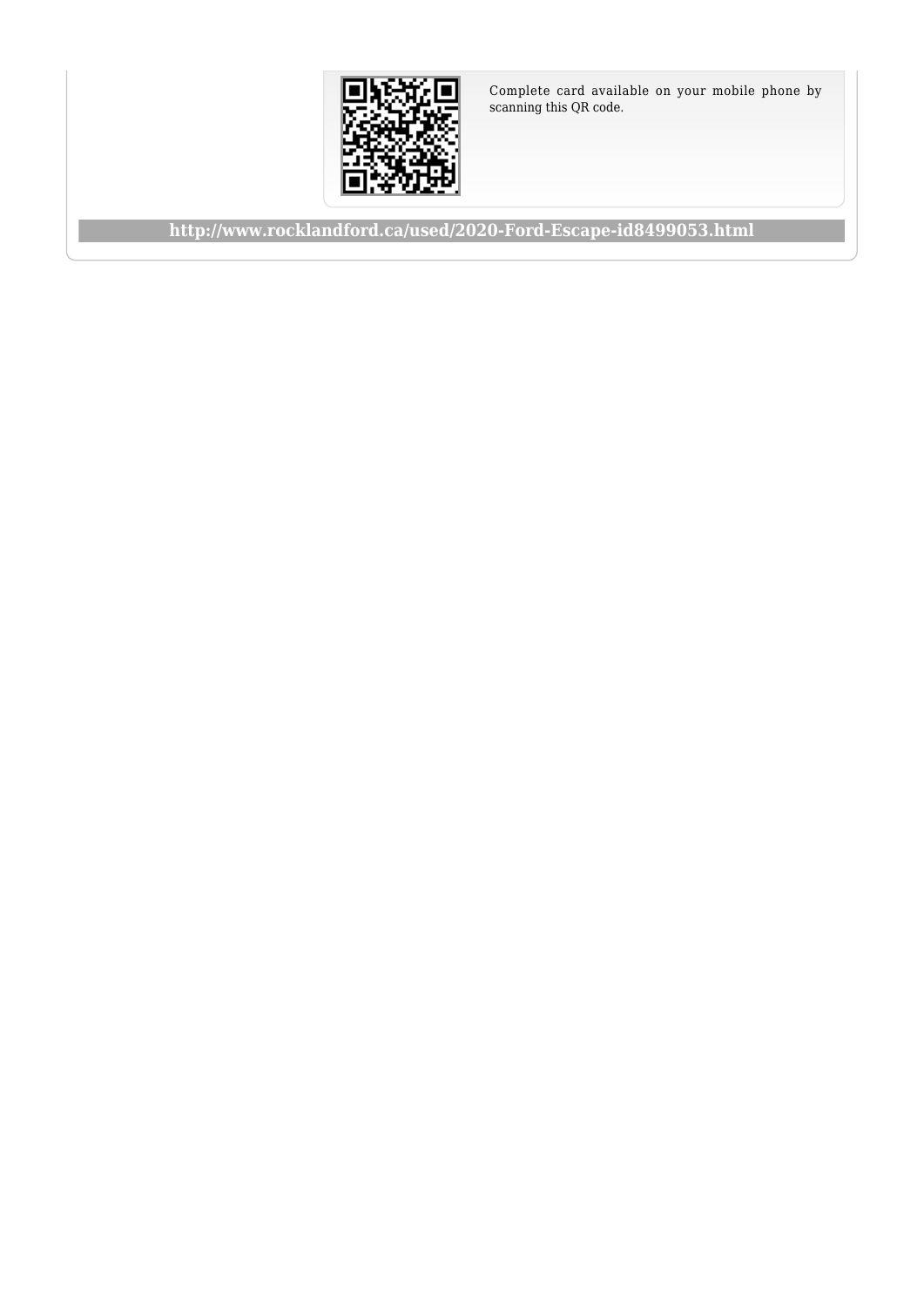Complete card available on your mobile phone by scanning this QR code.

**http://www.rocklandford.ca/used/2020-Ford-Escape-id8499053.html**